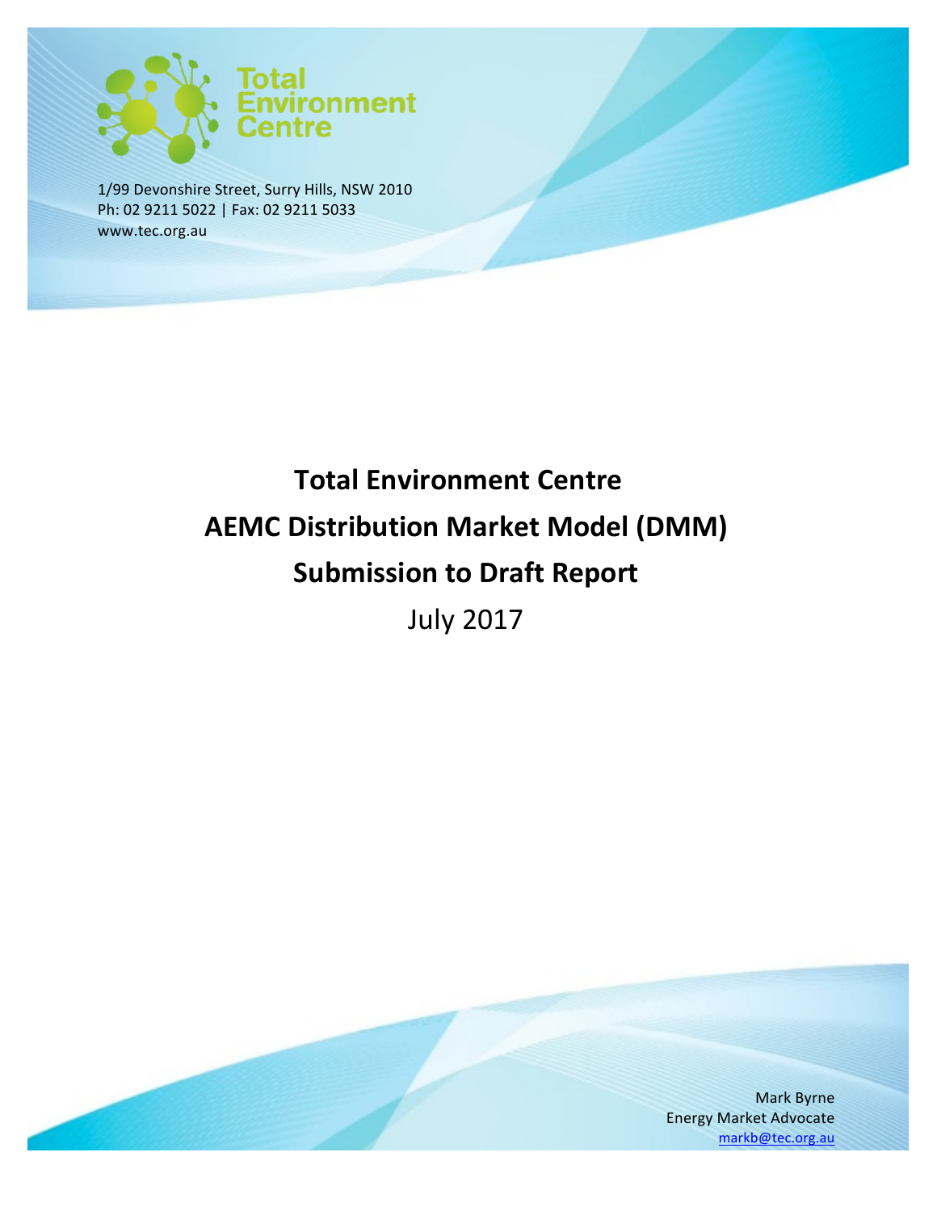Total Environment Centre

1/99 Devonshire Street, Surry Hills, NSW 2010
Ph: 02 9211 5022 | Fax: 02 9211 5033
www.tec.org.au

# Total Environment Centre
# AEMC Distribution Market Model (DMM)
# Submission to Draft Report

July 2017

Mark Byrne
Energy Market Advocate
markb@tec.org.au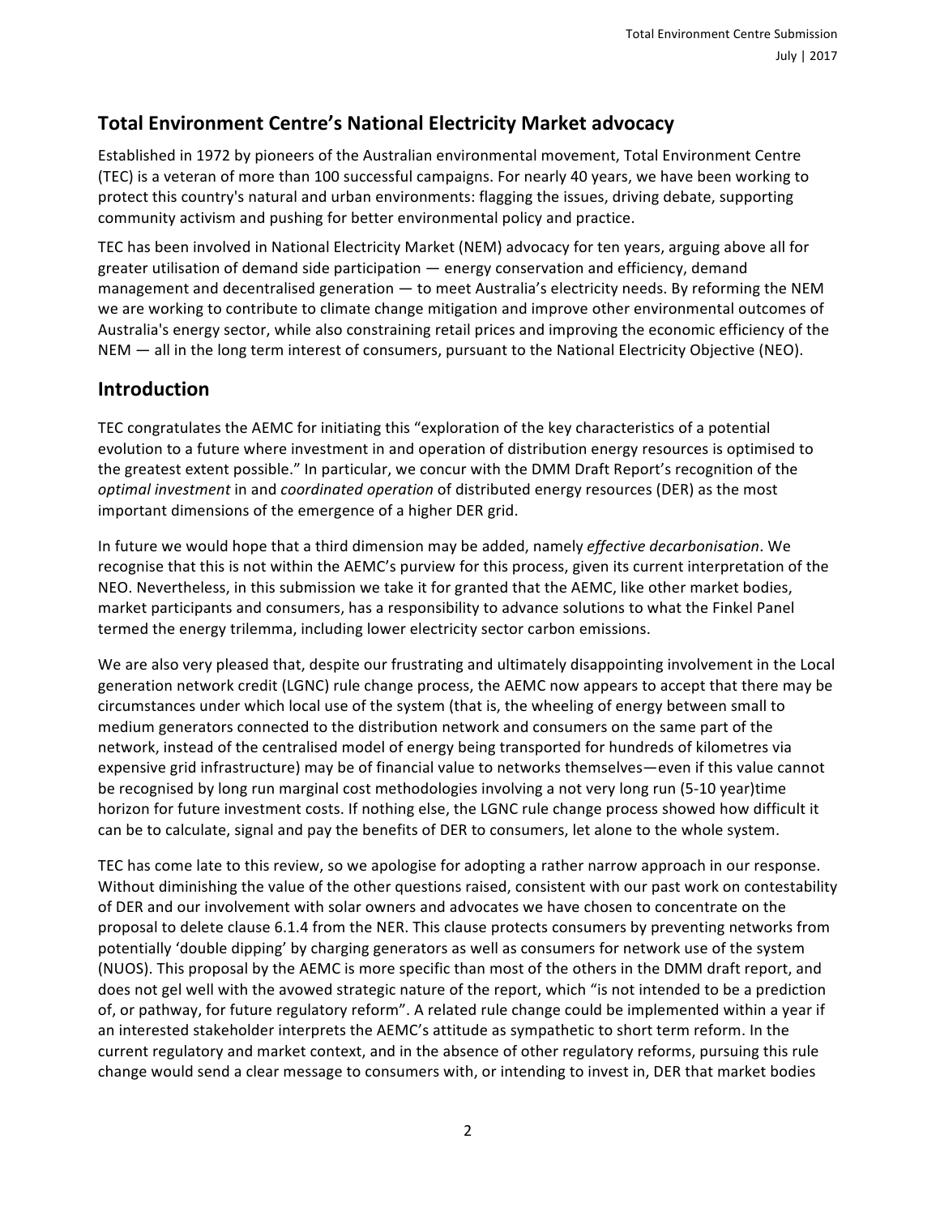## Total Environment Centre's National Electricity Market advocacy

Established in 1972 by pioneers of the Australian environmental movement, Total Environment Centre (TEC) is a veteran of more than 100 successful campaigns. For nearly 40 years, we have been working to protect this country's natural and urban environments: flagging the issues, driving debate, supporting community activism and pushing for better environmental policy and practice.

TEC has been involved in National Electricity Market (NEM) advocacy for ten years, arguing above all for greater utilisation of demand side participation — energy conservation and efficiency, demand management and decentralised generation — to meet Australia's electricity needs. By reforming the NEM we are working to contribute to climate change mitigation and improve other environmental outcomes of Australia's energy sector, while also constraining retail prices and improving the economic efficiency of the NEM — all in the long term interest of consumers, pursuant to the National Electricity Objective (NEO).

## Introduction

TEC congratulates the AEMC for initiating this "exploration of the key characteristics of a potential evolution to a future where investment in and operation of distribution energy resources is optimised to the greatest extent possible." In particular, we concur with the DMM Draft Report's recognition of the *optimal investment* in and *coordinated operation* of distributed energy resources (DER) as the most important dimensions of the emergence of a higher DER grid.

In future we would hope that a third dimension may be added, namely *effective decarbonisation*. We recognise that this is not within the AEMC's purview for this process, given its current interpretation of the NEO. Nevertheless, in this submission we take it for granted that the AEMC, like other market bodies, market participants and consumers, has a responsibility to advance solutions to what the Finkel Panel termed the energy trilemma, including lower electricity sector carbon emissions.

We are also very pleased that, despite our frustrating and ultimately disappointing involvement in the Local generation network credit (LGNC) rule change process, the AEMC now appears to accept that there may be circumstances under which local use of the system (that is, the wheeling of energy between small to medium generators connected to the distribution network and consumers on the same part of the network, instead of the centralised model of energy being transported for hundreds of kilometres via expensive grid infrastructure) may be of financial value to networks themselves—even if this value cannot be recognised by long run marginal cost methodologies involving a not very long run (5-10 year)time horizon for future investment costs. If nothing else, the LGNC rule change process showed how difficult it can be to calculate, signal and pay the benefits of DER to consumers, let alone to the whole system.

TEC has come late to this review, so we apologise for adopting a rather narrow approach in our response. Without diminishing the value of the other questions raised, consistent with our past work on contestability of DER and our involvement with solar owners and advocates we have chosen to concentrate on the proposal to delete clause 6.1.4 from the NER. This clause protects consumers by preventing networks from potentially 'double dipping' by charging generators as well as consumers for network use of the system (NUOS). This proposal by the AEMC is more specific than most of the others in the DMM draft report, and does not gel well with the avowed strategic nature of the report, which "is not intended to be a prediction of, or pathway, for future regulatory reform". A related rule change could be implemented within a year if an interested stakeholder interprets the AEMC's attitude as sympathetic to short term reform. In the current regulatory and market context, and in the absence of other regulatory reforms, pursuing this rule change would send a clear message to consumers with, or intending to invest in, DER that market bodies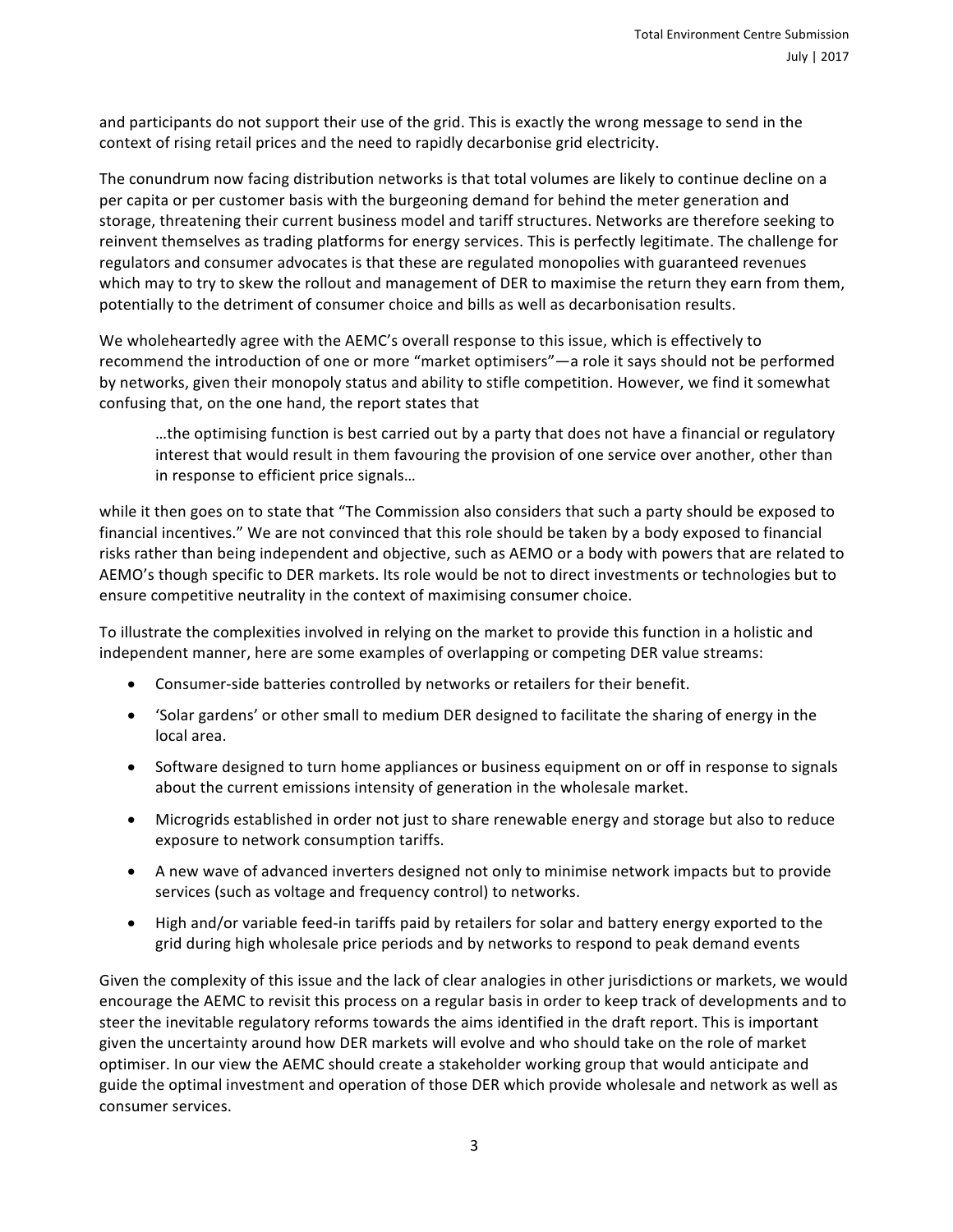and participants do not support their use of the grid. This is exactly the wrong message to send in the context of rising retail prices and the need to rapidly decarbonise grid electricity.

The conundrum now facing distribution networks is that total volumes are likely to continue decline on a per capita or per customer basis with the burgeoning demand for behind the meter generation and storage, threatening their current business model and tariff structures. Networks are therefore seeking to reinvent themselves as trading platforms for energy services. This is perfectly legitimate. The challenge for regulators and consumer advocates is that these are regulated monopolies with guaranteed revenues which may to try to skew the rollout and management of DER to maximise the return they earn from them, potentially to the detriment of consumer choice and bills as well as decarbonisation results.

We wholeheartedly agree with the AEMC's overall response to this issue, which is effectively to recommend the introduction of one or more "market optimisers"—a role it says should not be performed by networks, given their monopoly status and ability to stifle competition. However, we find it somewhat confusing that, on the one hand, the report states that

> …the optimising function is best carried out by a party that does not have a financial or regulatory interest that would result in them favouring the provision of one service over another, other than in response to efficient price signals…

while it then goes on to state that "The Commission also considers that such a party should be exposed to financial incentives." We are not convinced that this role should be taken by a body exposed to financial risks rather than being independent and objective, such as AEMO or a body with powers that are related to AEMO's though specific to DER markets. Its role would be not to direct investments or technologies but to ensure competitive neutrality in the context of maximising consumer choice.

To illustrate the complexities involved in relying on the market to provide this function in a holistic and independent manner, here are some examples of overlapping or competing DER value streams:

- Consumer-side batteries controlled by networks or retailers for their benefit.
- 'Solar gardens' or other small to medium DER designed to facilitate the sharing of energy in the local area.
- Software designed to turn home appliances or business equipment on or off in response to signals about the current emissions intensity of generation in the wholesale market.
- Microgrids established in order not just to share renewable energy and storage but also to reduce exposure to network consumption tariffs.
- A new wave of advanced inverters designed not only to minimise network impacts but to provide services (such as voltage and frequency control) to networks.
- High and/or variable feed-in tariffs paid by retailers for solar and battery energy exported to the grid during high wholesale price periods and by networks to respond to peak demand events

Given the complexity of this issue and the lack of clear analogies in other jurisdictions or markets, we would encourage the AEMC to revisit this process on a regular basis in order to keep track of developments and to steer the inevitable regulatory reforms towards the aims identified in the draft report. This is important given the uncertainty around how DER markets will evolve and who should take on the role of market optimiser. In our view the AEMC should create a stakeholder working group that would anticipate and guide the optimal investment and operation of those DER which provide wholesale and network as well as consumer services.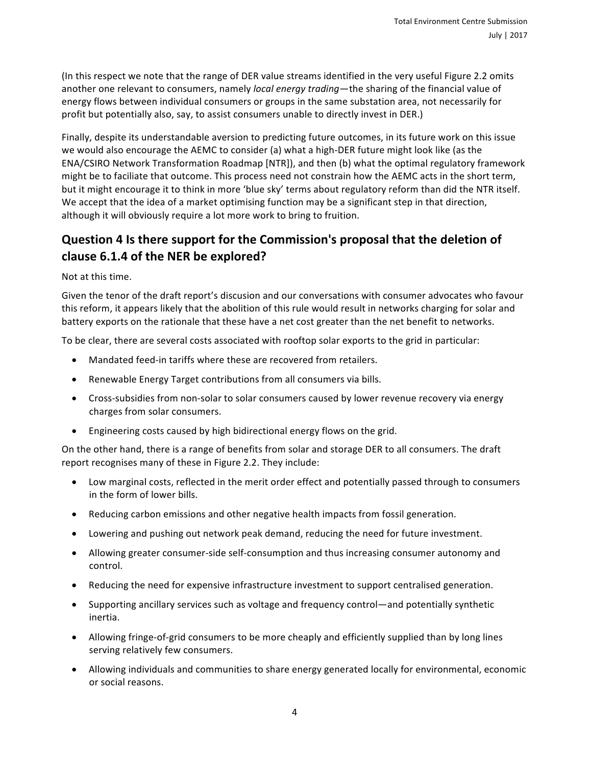(In this respect we note that the range of DER value streams identified in the very useful Figure 2.2 omits another one relevant to consumers, namely *local energy trading*—the sharing of the financial value of energy flows between individual consumers or groups in the same substation area, not necessarily for profit but potentially also, say, to assist consumers unable to directly invest in DER.)

Finally, despite its understandable aversion to predicting future outcomes, in its future work on this issue we would also encourage the AEMC to consider (a) what a high-DER future might look like (as the ENA/CSIRO Network Transformation Roadmap [NTR]), and then (b) what the optimal regulatory framework might be to faciliate that outcome. This process need not constrain how the AEMC acts in the short term, but it might encourage it to think in more 'blue sky' terms about regulatory reform than did the NTR itself. We accept that the idea of a market optimising function may be a significant step in that direction, although it will obviously require a lot more work to bring to fruition.

## Question 4 Is there support for the Commission's proposal that the deletion of clause 6.1.4 of the NER be explored?

Not at this time.

Given the tenor of the draft report's discusion and our conversations with consumer advocates who favour this reform, it appears likely that the abolition of this rule would result in networks charging for solar and battery exports on the rationale that these have a net cost greater than the net benefit to networks.

To be clear, there are several costs associated with rooftop solar exports to the grid in particular:

- Mandated feed-in tariffs where these are recovered from retailers.
- Renewable Energy Target contributions from all consumers via bills.
- Cross-subsidies from non-solar to solar consumers caused by lower revenue recovery via energy charges from solar consumers.
- Engineering costs caused by high bidirectional energy flows on the grid.

On the other hand, there is a range of benefits from solar and storage DER to all consumers. The draft report recognises many of these in Figure 2.2. They include:

- Low marginal costs, reflected in the merit order effect and potentially passed through to consumers in the form of lower bills.
- Reducing carbon emissions and other negative health impacts from fossil generation.
- Lowering and pushing out network peak demand, reducing the need for future investment.
- Allowing greater consumer-side self-consumption and thus increasing consumer autonomy and control.
- Reducing the need for expensive infrastructure investment to support centralised generation.
- Supporting ancillary services such as voltage and frequency control—and potentially synthetic inertia.
- Allowing fringe-of-grid consumers to be more cheaply and efficiently supplied than by long lines serving relatively few consumers.
- Allowing individuals and communities to share energy generated locally for environmental, economic or social reasons.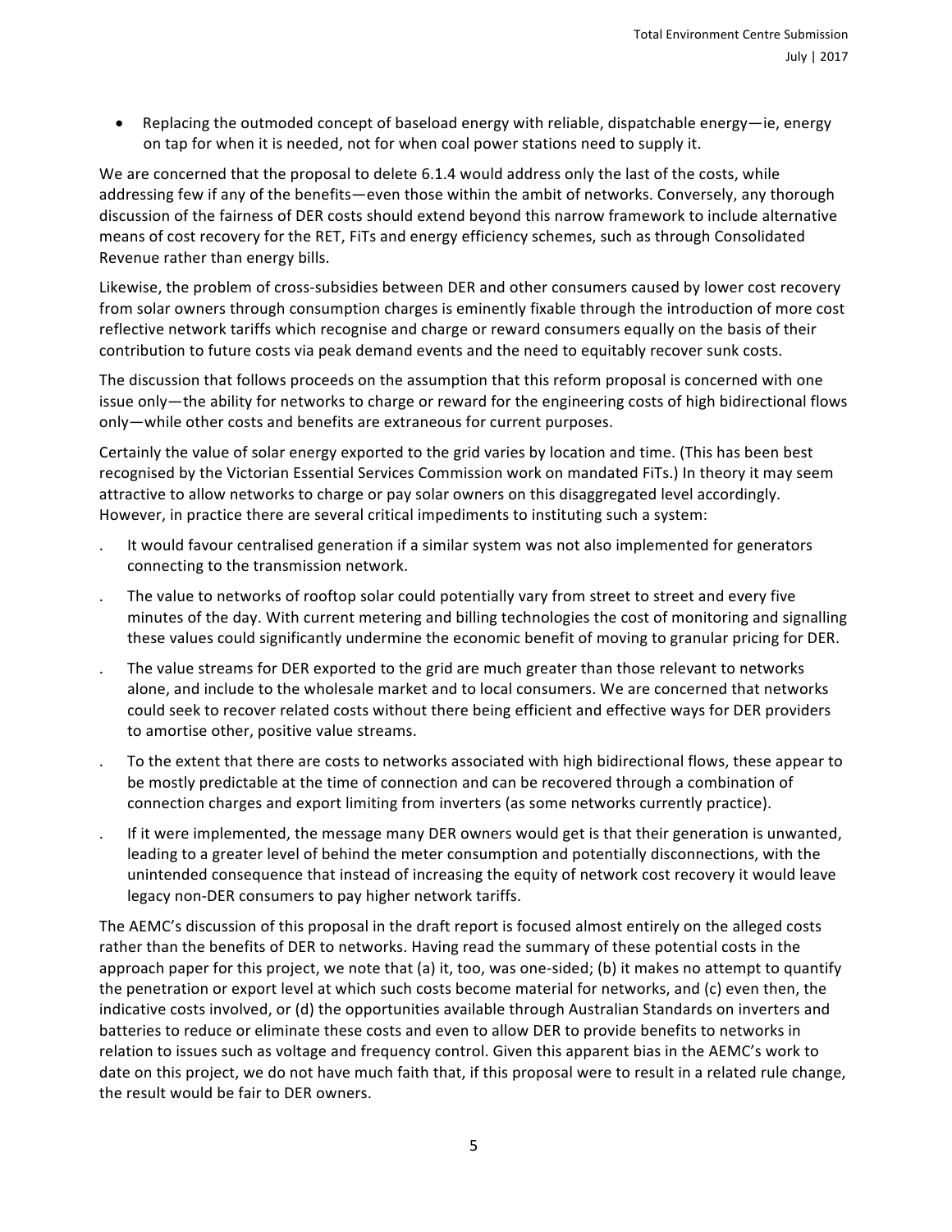- Replacing the outmoded concept of baseload energy with reliable, dispatchable energy—ie, energy on tap for when it is needed, not for when coal power stations need to supply it.

We are concerned that the proposal to delete 6.1.4 would address only the last of the costs, while addressing few if any of the benefits—even those within the ambit of networks. Conversely, any thorough discussion of the fairness of DER costs should extend beyond this narrow framework to include alternative means of cost recovery for the RET, FiTs and energy efficiency schemes, such as through Consolidated Revenue rather than energy bills.

Likewise, the problem of cross-subsidies between DER and other consumers caused by lower cost recovery from solar owners through consumption charges is eminently fixable through the introduction of more cost reflective network tariffs which recognise and charge or reward consumers equally on the basis of their contribution to future costs via peak demand events and the need to equitably recover sunk costs.

The discussion that follows proceeds on the assumption that this reform proposal is concerned with one issue only—the ability for networks to charge or reward for the engineering costs of high bidirectional flows only—while other costs and benefits are extraneous for current purposes.

Certainly the value of solar energy exported to the grid varies by location and time. (This has been best recognised by the Victorian Essential Services Commission work on mandated FiTs.) In theory it may seem attractive to allow networks to charge or pay solar owners on this disaggregated level accordingly. However, in practice there are several critical impediments to instituting such a system:

- It would favour centralised generation if a similar system was not also implemented for generators connecting to the transmission network.
- The value to networks of rooftop solar could potentially vary from street to street and every five minutes of the day. With current metering and billing technologies the cost of monitoring and signalling these values could significantly undermine the economic benefit of moving to granular pricing for DER.
- The value streams for DER exported to the grid are much greater than those relevant to networks alone, and include to the wholesale market and to local consumers. We are concerned that networks could seek to recover related costs without there being efficient and effective ways for DER providers to amortise other, positive value streams.
- To the extent that there are costs to networks associated with high bidirectional flows, these appear to be mostly predictable at the time of connection and can be recovered through a combination of connection charges and export limiting from inverters (as some networks currently practice).
- If it were implemented, the message many DER owners would get is that their generation is unwanted, leading to a greater level of behind the meter consumption and potentially disconnections, with the unintended consequence that instead of increasing the equity of network cost recovery it would leave legacy non-DER consumers to pay higher network tariffs.

The AEMC's discussion of this proposal in the draft report is focused almost entirely on the alleged costs rather than the benefits of DER to networks. Having read the summary of these potential costs in the approach paper for this project, we note that (a) it, too, was one-sided; (b) it makes no attempt to quantify the penetration or export level at which such costs become material for networks, and (c) even then, the indicative costs involved, or (d) the opportunities available through Australian Standards on inverters and batteries to reduce or eliminate these costs and even to allow DER to provide benefits to networks in relation to issues such as voltage and frequency control. Given this apparent bias in the AEMC's work to date on this project, we do not have much faith that, if this proposal were to result in a related rule change, the result would be fair to DER owners.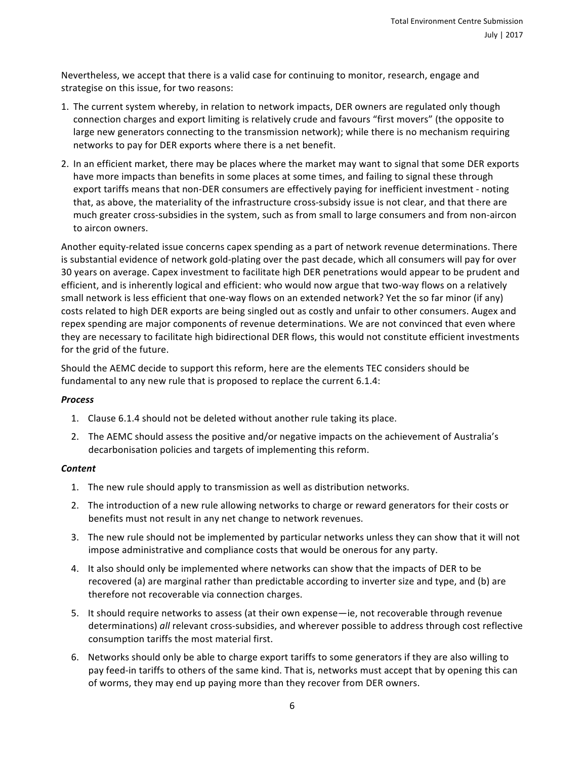Nevertheless, we accept that there is a valid case for continuing to monitor, research, engage and strategise on this issue, for two reasons:

1. The current system whereby, in relation to network impacts, DER owners are regulated only though connection charges and export limiting is relatively crude and favours "first movers" (the opposite to large new generators connecting to the transmission network); while there is no mechanism requiring networks to pay for DER exports where there is a net benefit.
2. In an efficient market, there may be places where the market may want to signal that some DER exports have more impacts than benefits in some places at some times, and failing to signal these through export tariffs means that non-DER consumers are effectively paying for inefficient investment - noting that, as above, the materiality of the infrastructure cross-subsidy issue is not clear, and that there are much greater cross-subsidies in the system, such as from small to large consumers and from non-aircon to aircon owners.

Another equity-related issue concerns capex spending as a part of network revenue determinations. There is substantial evidence of network gold-plating over the past decade, which all consumers will pay for over 30 years on average. Capex investment to facilitate high DER penetrations would appear to be prudent and efficient, and is inherently logical and efficient: who would now argue that two-way flows on a relatively small network is less efficient that one-way flows on an extended network? Yet the so far minor (if any) costs related to high DER exports are being singled out as costly and unfair to other consumers. Augex and repex spending are major components of revenue determinations. We are not convinced that even where they are necessary to facilitate high bidirectional DER flows, this would not constitute efficient investments for the grid of the future.

Should the AEMC decide to support this reform, here are the elements TEC considers should be fundamental to any new rule that is proposed to replace the current 6.1.4:

***Process***

1. Clause 6.1.4 should not be deleted without another rule taking its place.
2. The AEMC should assess the positive and/or negative impacts on the achievement of Australia's decarbonisation policies and targets of implementing this reform.

***Content***

1. The new rule should apply to transmission as well as distribution networks.
2. The introduction of a new rule allowing networks to charge or reward generators for their costs or benefits must not result in any net change to network revenues.
3. The new rule should not be implemented by particular networks unless they can show that it will not impose administrative and compliance costs that would be onerous for any party.
4. It also should only be implemented where networks can show that the impacts of DER to be recovered (a) are marginal rather than predictable according to inverter size and type, and (b) are therefore not recoverable via connection charges.
5. It should require networks to assess (at their own expense—ie, not recoverable through revenue determinations) *all* relevant cross-subsidies, and wherever possible to address through cost reflective consumption tariffs the most material first.
6. Networks should only be able to charge export tariffs to some generators if they are also willing to pay feed-in tariffs to others of the same kind. That is, networks must accept that by opening this can of worms, they may end up paying more than they recover from DER owners.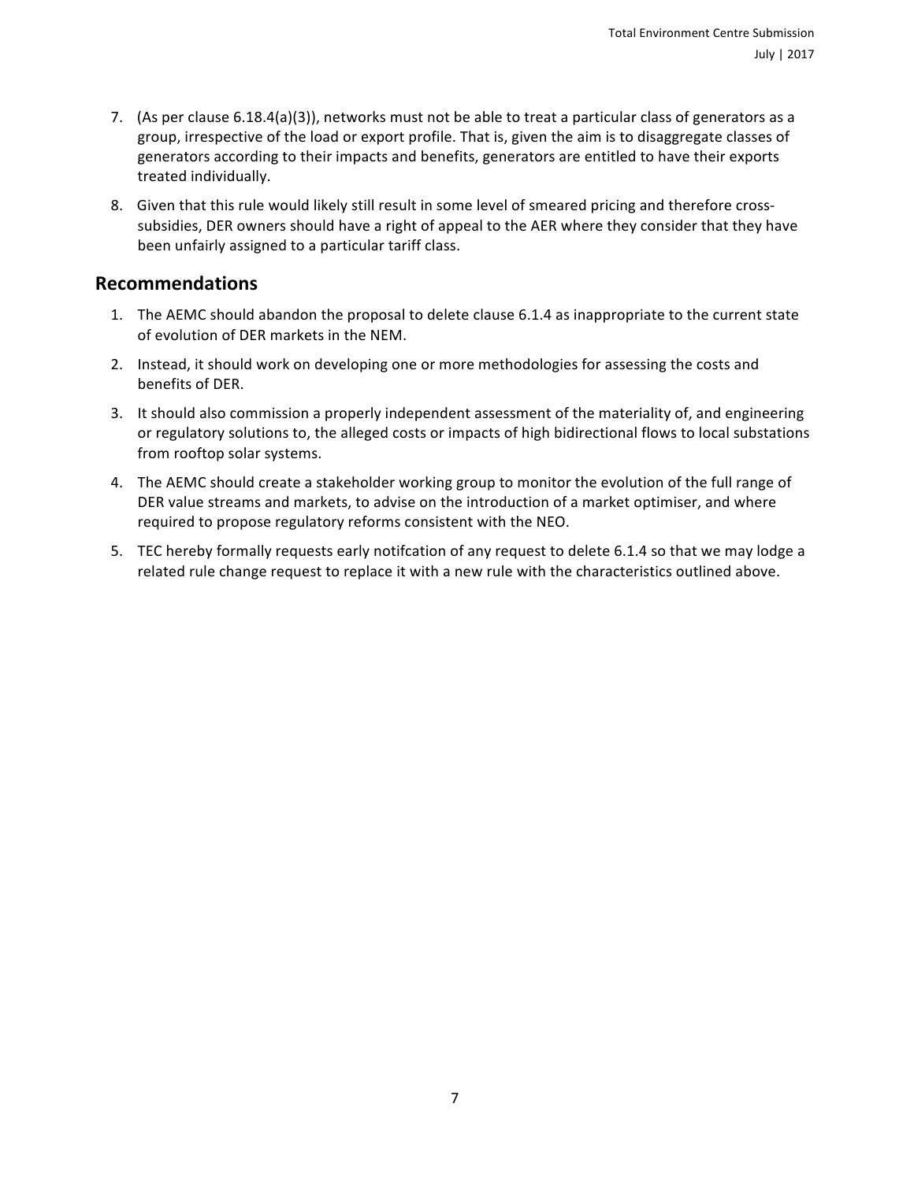7. (As per clause 6.18.4(a)(3)), networks must not be able to treat a particular class of generators as a group, irrespective of the load or export profile. That is, given the aim is to disaggregate classes of generators according to their impacts and benefits, generators are entitled to have their exports treated individually.
8. Given that this rule would likely still result in some level of smeared pricing and therefore cross-subsidies, DER owners should have a right of appeal to the AER where they consider that they have been unfairly assigned to a particular tariff class.

## Recommendations

1. The AEMC should abandon the proposal to delete clause 6.1.4 as inappropriate to the current state of evolution of DER markets in the NEM.
2. Instead, it should work on developing one or more methodologies for assessing the costs and benefits of DER.
3. It should also commission a properly independent assessment of the materiality of, and engineering or regulatory solutions to, the alleged costs or impacts of high bidirectional flows to local substations from rooftop solar systems.
4. The AEMC should create a stakeholder working group to monitor the evolution of the full range of DER value streams and markets, to advise on the introduction of a market optimiser, and where required to propose regulatory reforms consistent with the NEO.
5. TEC hereby formally requests early notifcation of any request to delete 6.1.4 so that we may lodge a related rule change request to replace it with a new rule with the characteristics outlined above.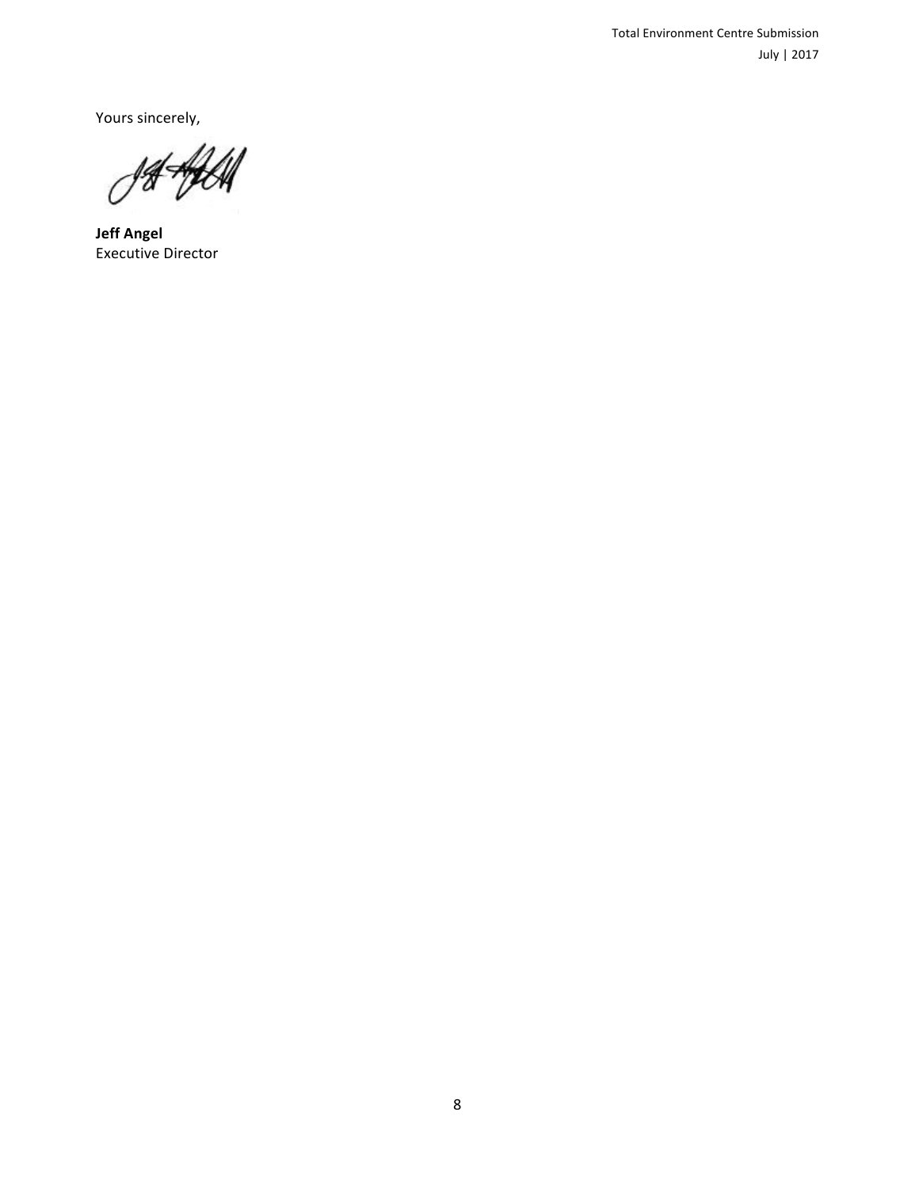Yours sincerely,

**Jeff Angel**
Executive Director